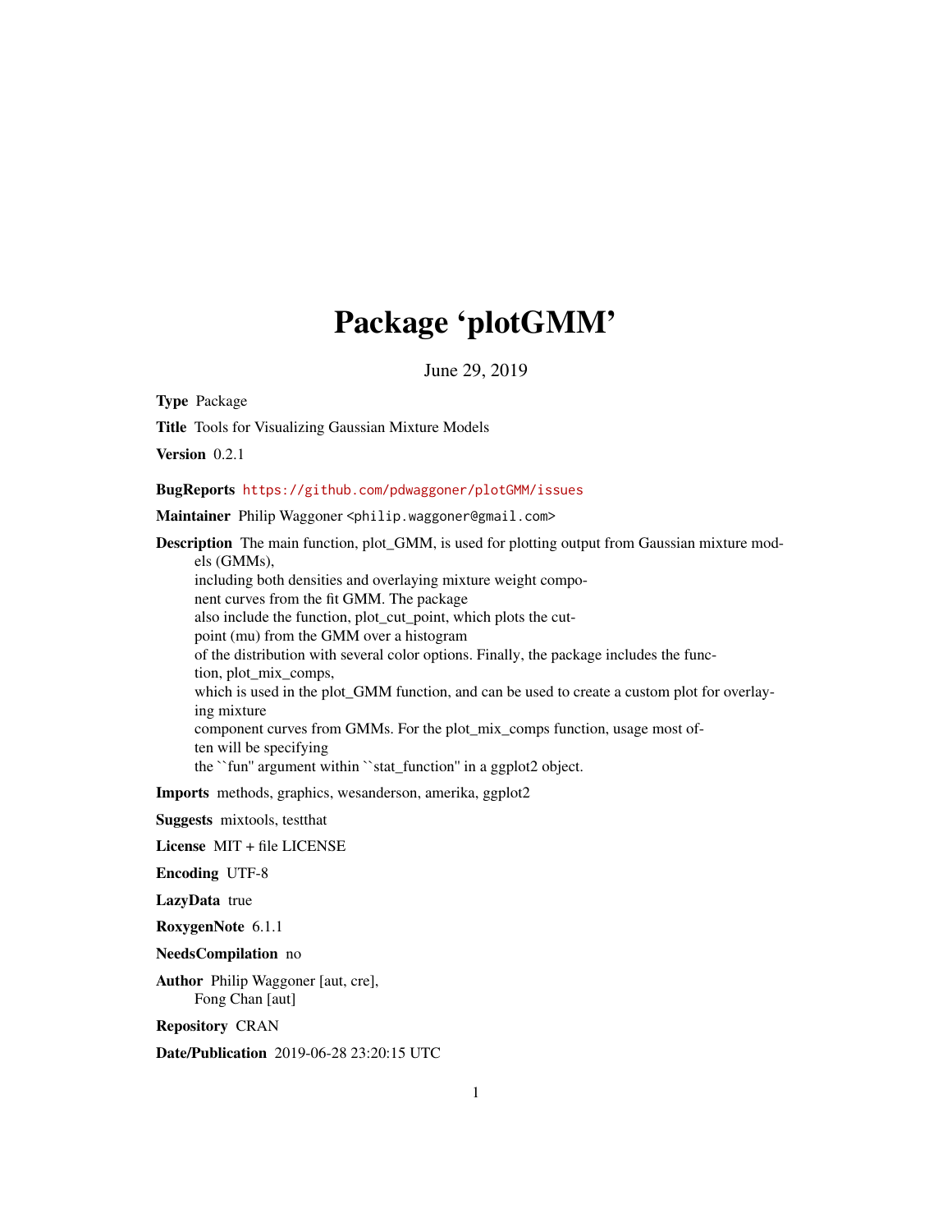# Package 'plotGMM'

June 29, 2019

**Type** Package

**Title** Tools for Visualizing Gaussian Mixture Models

**Version** 0.2.1

**BugReports** https://github.com/pdwaggoner/plotGMM/issues

**Maintainer** Philip Waggoner <philip.waggoner@gmail.com>

**Description** The main function, plot_GMM, is used for plotting output from Gaussian mixture models (GMMs), including both densities and overlaying mixture weight component curves from the fit GMM. The package also include the function, plot_cut_point, which plots the cutpoint (mu) from the GMM over a histogram of the distribution with several color options. Finally, the package includes the function, plot_mix_comps, which is used in the plot_GMM function, and can be used to create a custom plot for overlaying mixture component curves from GMMs. For the plot_mix_comps function, usage most often will be specifying the ``fun'' argument within ``stat_function'' in a ggplot2 object.

**Imports** methods, graphics, wesanderson, amerika, ggplot2

**Suggests** mixtools, testthat

**License** MIT + file LICENSE

**Encoding** UTF-8

**LazyData** true

**RoxygenNote** 6.1.1

**NeedsCompilation** no

**Author** Philip Waggoner [aut, cre], Fong Chan [aut]

**Repository** CRAN

**Date/Publication** 2019-06-28 23:20:15 UTC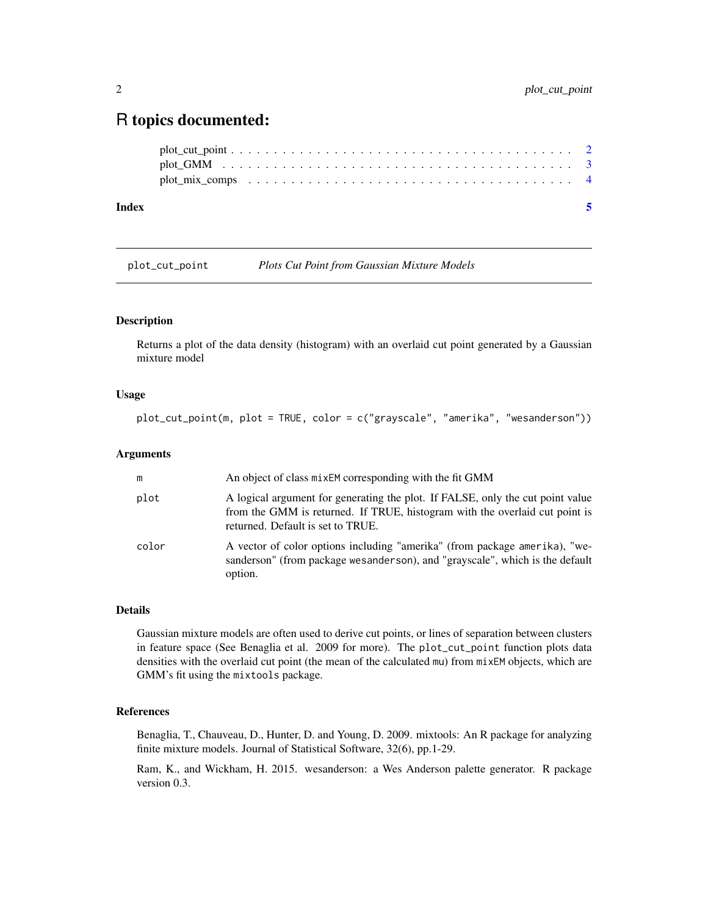# R topics documented:

plot_cut_point . . . . . . . . . . . . . . . . . . . . . . . . . . . . . . . . . . . . . . . 2
plot_GMM . . . . . . . . . . . . . . . . . . . . . . . . . . . . . . . . . . . . . . . . . 3
plot_mix_comps . . . . . . . . . . . . . . . . . . . . . . . . . . . . . . . . . . . . . . . 4

**Index** **5**

---

## plot_cut_point *Plots Cut Point from Gaussian Mixture Models*

### Description

Returns a plot of the data density (histogram) with an overlaid cut point generated by a Gaussian mixture model

### Usage

```
plot_cut_point(m, plot = TRUE, color = c("grayscale", "amerika", "wesanderson"))
```

### Arguments

| | |
|---|---|
| m | An object of class mixEM corresponding with the fit GMM |
| plot | A logical argument for generating the plot. If FALSE, only the cut point value from the GMM is returned. If TRUE, histogram with the overlaid cut point is returned. Default is set to TRUE. |
| color | A vector of color options including "amerika" (from package amerika), "wesanderson" (from package wesanderson), and "grayscale", which is the default option. |

### Details

Gaussian mixture models are often used to derive cut points, or lines of separation between clusters in feature space (See Benaglia et al. 2009 for more). The `plot_cut_point` function plots data densities with the overlaid cut point (the mean of the calculated `mu`) from `mixEM` objects, which are GMM's fit using the `mixtools` package.

### References

Benaglia, T., Chauveau, D., Hunter, D. and Young, D. 2009. mixtools: An R package for analyzing finite mixture models. Journal of Statistical Software, 32(6), pp.1-29.

Ram, K., and Wickham, H. 2015. wesanderson: a Wes Anderson palette generator. R package version 0.3.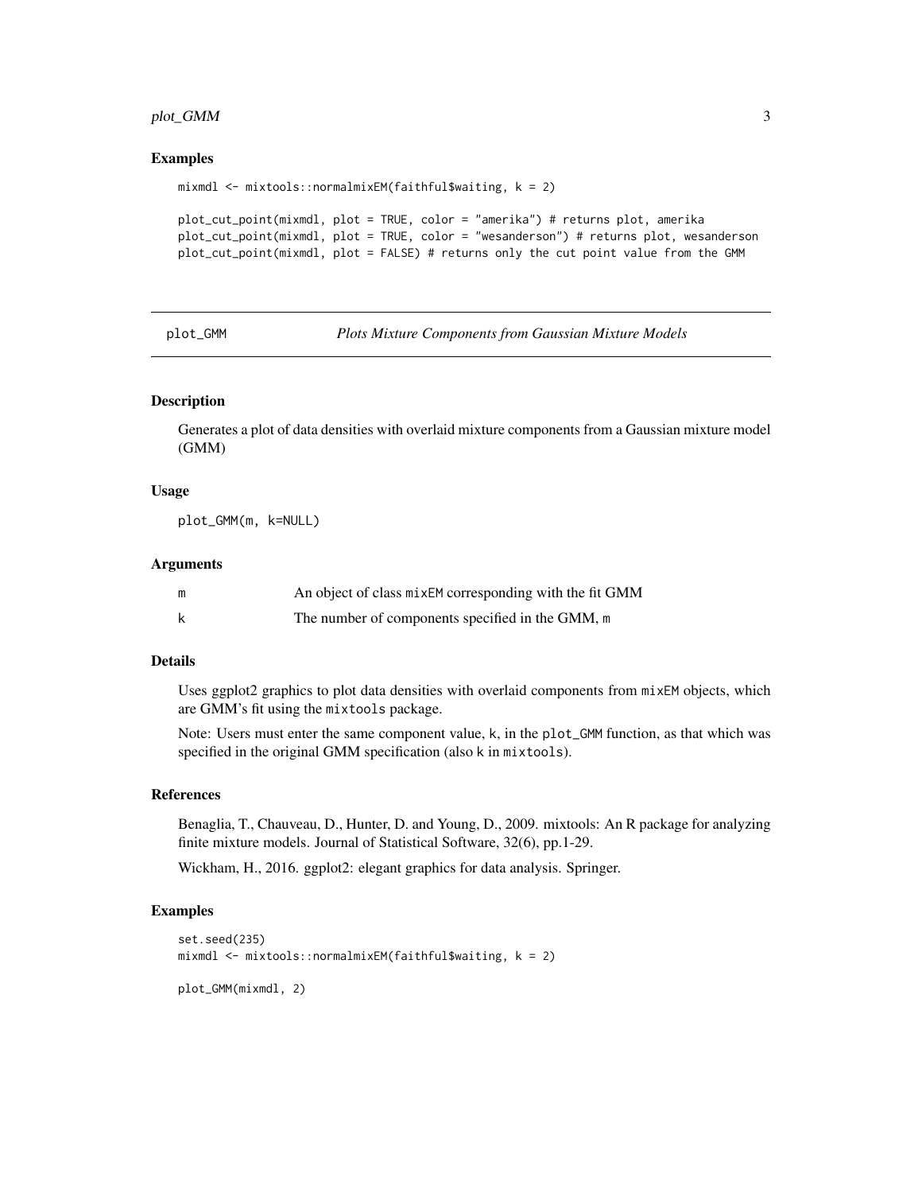### Examples

```
mixmdl <- mixtools::normalmixEM(faithful$waiting, k = 2)

plot_cut_point(mixmdl, plot = TRUE, color = "amerika") # returns plot, amerika
plot_cut_point(mixmdl, plot = TRUE, color = "wesanderson") # returns plot, wesanderson
plot_cut_point(mixmdl, plot = FALSE) # returns only the cut point value from the GMM
```

---

## plot_GMM — *Plots Mixture Components from Gaussian Mixture Models*

---

### Description

Generates a plot of data densities with overlaid mixture components from a Gaussian mixture model (GMM)

### Usage

```
plot_GMM(m, k=NULL)
```

### Arguments

| | |
|---|---|
| m | An object of class `mixEM` corresponding with the fit GMM |
| k | The number of components specified in the GMM, `m` |

### Details

Uses ggplot2 graphics to plot data densities with overlaid components from `mixEM` objects, which are GMM's fit using the `mixtools` package.

Note: Users must enter the same component value, `k`, in the `plot_GMM` function, as that which was specified in the original GMM specification (also `k` in `mixtools`).

### References

Benaglia, T., Chauveau, D., Hunter, D. and Young, D., 2009. mixtools: An R package for analyzing finite mixture models. Journal of Statistical Software, 32(6), pp.1-29.

Wickham, H., 2016. ggplot2: elegant graphics for data analysis. Springer.

### Examples

```
set.seed(235)
mixmdl <- mixtools::normalmixEM(faithful$waiting, k = 2)

plot_GMM(mixmdl, 2)
```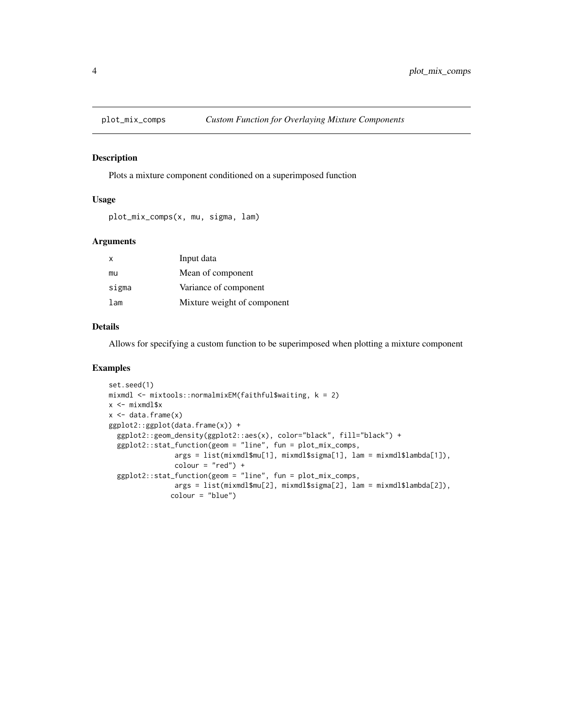# plot_mix_comps — *Custom Function for Overlaying Mixture Components*

## Description

Plots a mixture component conditioned on a superimposed function

## Usage

```
plot_mix_comps(x, mu, sigma, lam)
```

## Arguments

| | |
|---|---|
| x | Input data |
| mu | Mean of component |
| sigma | Variance of component |
| lam | Mixture weight of component |

## Details

Allows for specifying a custom function to be superimposed when plotting a mixture component

## Examples

```
set.seed(1)
mixmdl <- mixtools::normalmixEM(faithful$waiting, k = 2)
x <- mixmdl$x
x <- data.frame(x)
ggplot2::ggplot(data.frame(x)) +
  ggplot2::geom_density(ggplot2::aes(x), color="black", fill="black") +
  ggplot2::stat_function(geom = "line", fun = plot_mix_comps,
                args = list(mixmdl$mu[1], mixmdl$sigma[1], lam = mixmdl$lambda[1]),
                colour = "red") +
  ggplot2::stat_function(geom = "line", fun = plot_mix_comps,
                args = list(mixmdl$mu[2], mixmdl$sigma[2], lam = mixmdl$lambda[2]),
               colour = "blue")
```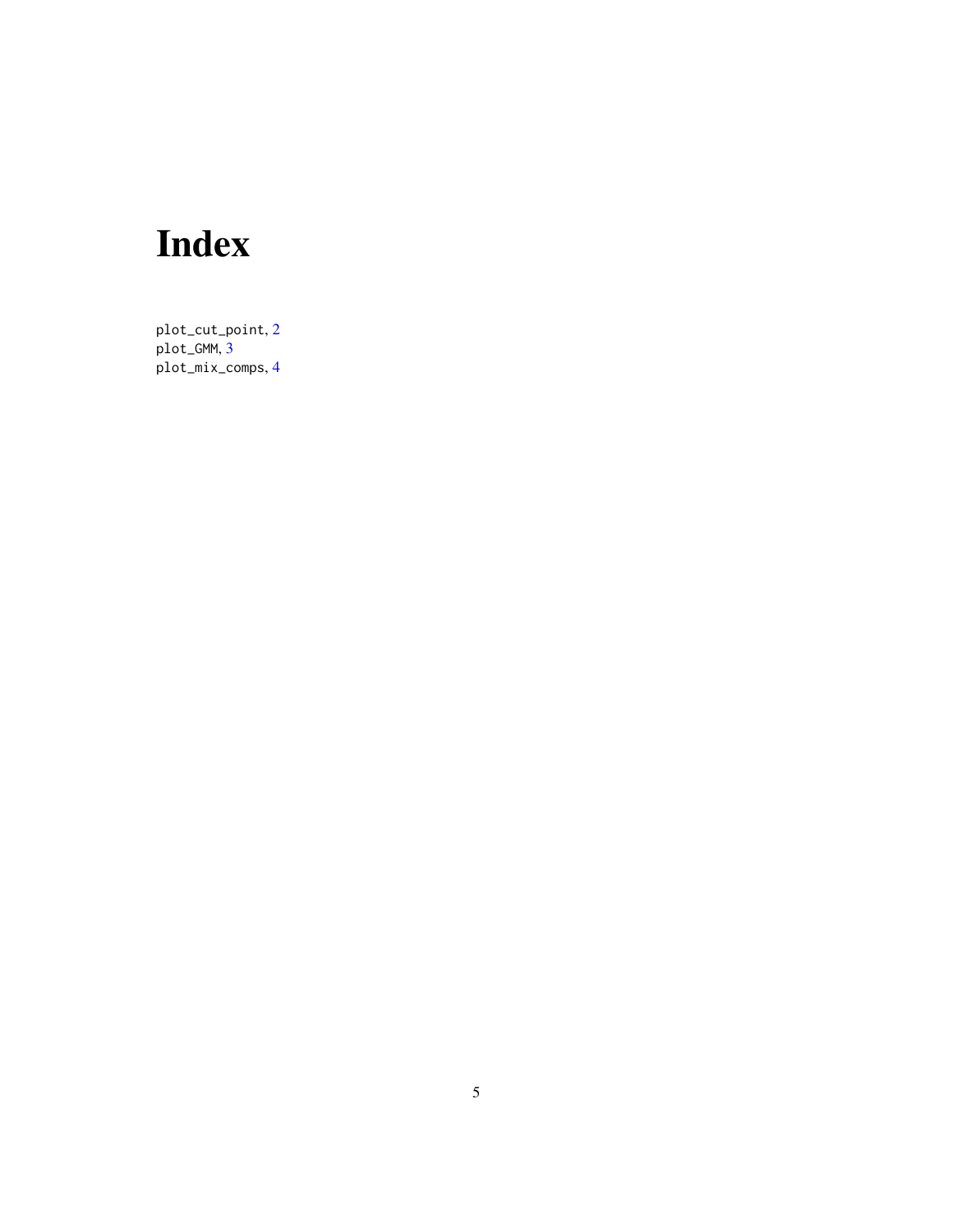# Index

plot_cut_point, 2
plot_GMM, 3
plot_mix_comps, 4